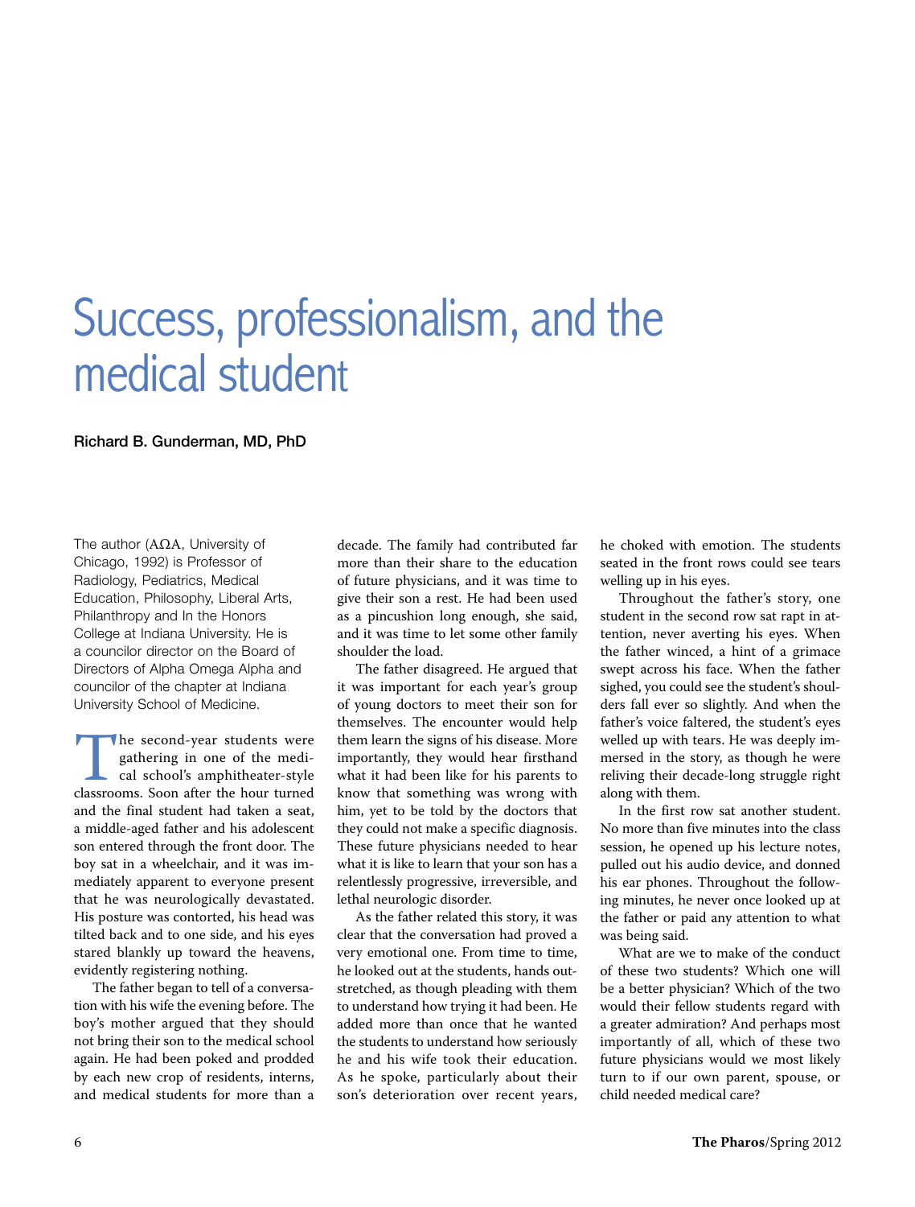# Success, professionalism, and the medical student

**Richard B. Gunderman, MD, PhD**

The author (AΩA, University of Chicago, 1992) is Professor of Radiology, Pediatrics, Medical Education, Philosophy, Liberal Arts, Philanthropy and In the Honors College at Indiana University. He is a councilor director on the Board of Directors of Alpha Omega Alpha and councilor of the chapter at Indiana University School of Medicine.

The second-year students were gathering in one of the medical school's amphitheater-style classrooms. Soon after the hour turned and the final student had taken a seat, a middle-aged father and his adolescent son entered through the front door. The boy sat in a wheelchair, and it was immediately apparent to everyone present that he was neurologically devastated. His posture was contorted, his head was tilted back and to one side, and his eyes stared blankly up toward the heavens, evidently registering nothing.

The father began to tell of a conversation with his wife the evening before. The boy's mother argued that they should not bring their son to the medical school again. He had been poked and prodded by each new crop of residents, interns, and medical students for more than a decade. The family had contributed far more than their share to the education of future physicians, and it was time to give their son a rest. He had been used as a pincushion long enough, she said, and it was time to let some other family shoulder the load.

The father disagreed. He argued that it was important for each year's group of young doctors to meet their son for themselves. The encounter would help them learn the signs of his disease. More importantly, they would hear firsthand what it had been like for his parents to know that something was wrong with him, yet to be told by the doctors that they could not make a specific diagnosis. These future physicians needed to hear what it is like to learn that your son has a relentlessly progressive, irreversible, and lethal neurologic disorder.

As the father related this story, it was clear that the conversation had proved a very emotional one. From time to time, he looked out at the students, hands outstretched, as though pleading with them to understand how trying it had been. He added more than once that he wanted the students to understand how seriously he and his wife took their education. As he spoke, particularly about their son's deterioration over recent years, he choked with emotion. The students seated in the front rows could see tears welling up in his eyes.

Throughout the father's story, one student in the second row sat rapt in attention, never averting his eyes. When the father winced, a hint of a grimace swept across his face. When the father sighed, you could see the student's shoulders fall ever so slightly. And when the father's voice faltered, the student's eyes welled up with tears. He was deeply immersed in the story, as though he were reliving their decade-long struggle right along with them.

In the first row sat another student. No more than five minutes into the class session, he opened up his lecture notes, pulled out his audio device, and donned his ear phones. Throughout the following minutes, he never once looked up at the father or paid any attention to what was being said.

What are we to make of the conduct of these two students? Which one will be a better physician? Which of the two would their fellow students regard with a greater admiration? And perhaps most importantly of all, which of these two future physicians would we most likely turn to if our own parent, spouse, or child needed medical care?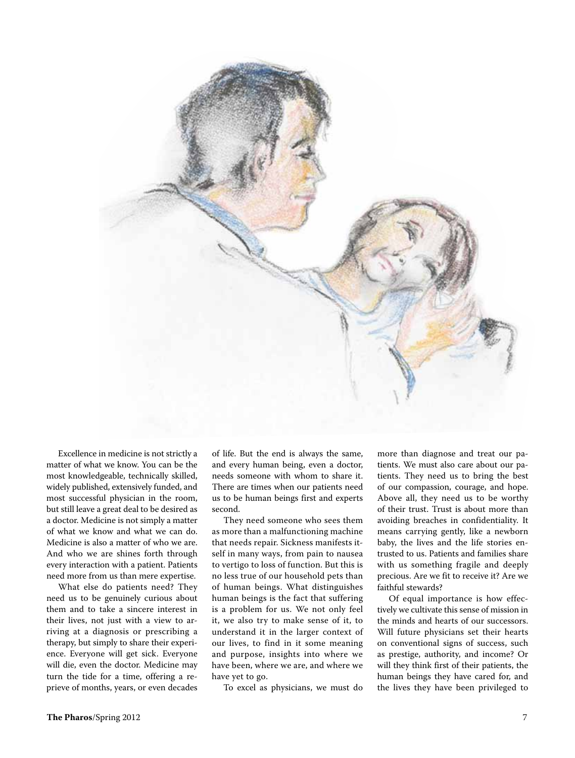Excellence in medicine is not strictly a matter of what we know. You can be the most knowledgeable, technically skilled, widely published, extensively funded, and most successful physician in the room, but still leave a great deal to be desired as a doctor. Medicine is not simply a matter of what we know and what we can do. Medicine is also a matter of who we are. And who we are shines forth through every interaction with a patient. Patients need more from us than mere expertise.

What else do patients need? They need us to be genuinely curious about them and to take a sincere interest in their lives, not just with a view to arriving at a diagnosis or prescribing a therapy, but simply to share their experience. Everyone will get sick. Everyone will die, even the doctor. Medicine may turn the tide for a time, offering a reprieve of months, years, or even decades of life. But the end is always the same, and every human being, even a doctor, needs someone with whom to share it. There are times when our patients need us to be human beings first and experts second.

They need someone who sees them as more than a malfunctioning machine that needs repair. Sickness manifests itself in many ways, from pain to nausea to vertigo to loss of function. But this is no less true of our household pets than of human beings. What distinguishes human beings is the fact that suffering is a problem for us. We not only feel it, we also try to make sense of it, to understand it in the larger context of our lives, to find in it some meaning and purpose, insights into where we have been, where we are, and where we have yet to go.

To excel as physicians, we must do more than diagnose and treat our patients. We must also care about our patients. They need us to bring the best of our compassion, courage, and hope. Above all, they need us to be worthy of their trust. Trust is about more than avoiding breaches in confidentiality. It means carrying gently, like a newborn baby, the lives and the life stories entrusted to us. Patients and families share with us something fragile and deeply precious. Are we fit to receive it? Are we faithful stewards?

Of equal importance is how effectively we cultivate this sense of mission in the minds and hearts of our successors. Will future physicians set their hearts on conventional signs of success, such as prestige, authority, and income? Or will they think first of their patients, the human beings they have cared for, and the lives they have been privileged to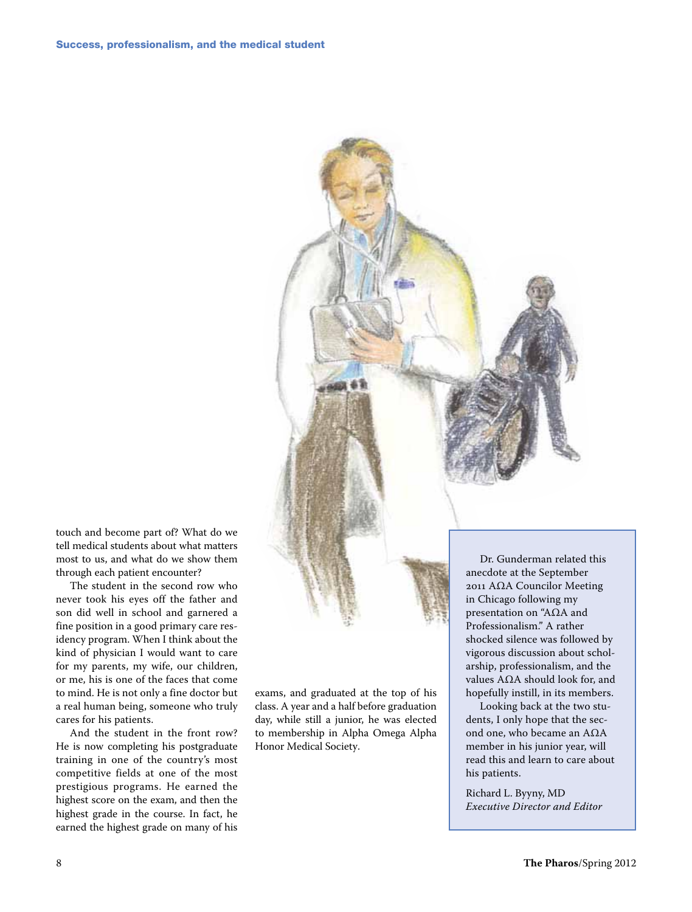touch and become part of? What do we tell medical students about what matters most to us, and what do we show them through each patient encounter?

The student in the second row who never took his eyes off the father and son did well in school and garnered a fine position in a good primary care residency program. When I think about the kind of physician I would want to care for my parents, my wife, our children, or me, his is one of the faces that come to mind. He is not only a fine doctor but a real human being, someone who truly cares for his patients.

And the student in the front row? He is now completing his postgraduate training in one of the country's most competitive fields at one of the most prestigious programs. He earned the highest score on the exam, and then the highest grade in the course. In fact, he earned the highest grade on many of his exams, and graduated at the top of his class. A year and a half before graduation day, while still a junior, he was elected to membership in Alpha Omega Alpha Honor Medical Society.

Dr. Gunderman related this anecdote at the September 2011 AΩA Councilor Meeting in Chicago following my presentation on "AΩA and Professionalism." A rather shocked silence was followed by vigorous discussion about scholarship, professionalism, and the values AΩA should look for, and hopefully instill, in its members.

Looking back at the two students, I only hope that the second one, who became an AΩA member in his junior year, will read this and learn to care about his patients.

Richard L. Byyny, MD
*Executive Director and Editor*